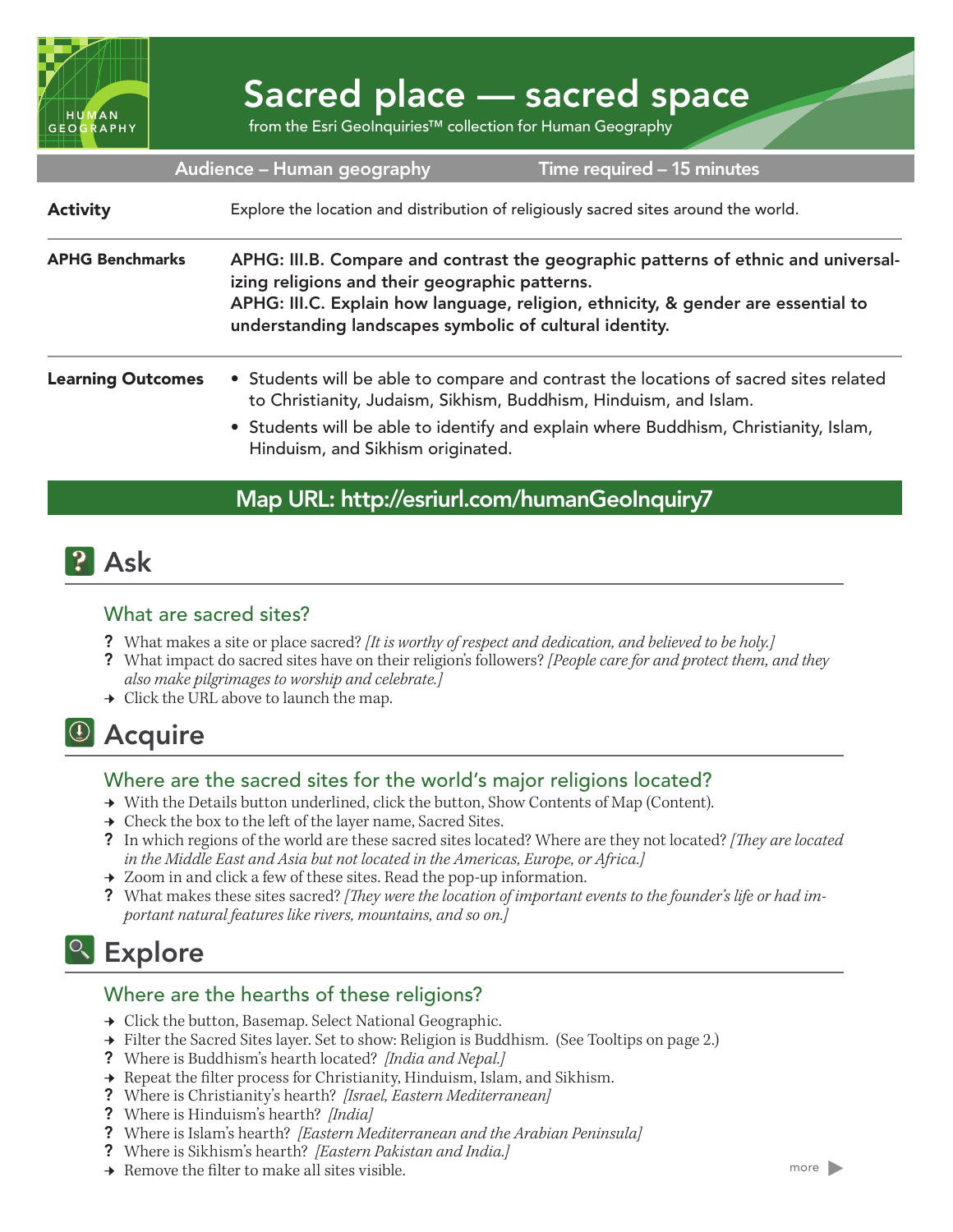# Sacred place — sacred space

from the Esri GeoInquiries™ collection for Human Geography

**Audience – Human geography** | **Time required – 15 minutes**

| | |
|---|---|
| **Activity** | Explore the location and distribution of religiously sacred sites around the world. |
| **APHG Benchmarks** | **APHG: III.B. Compare and contrast the geographic patterns of ethnic and universalizing religions and their geographic patterns.**<br>**APHG: III.C. Explain how language, religion, ethnicity, & gender are essential to understanding landscapes symbolic of cultural identity.** |
| **Learning Outcomes** | • Students will be able to compare and contrast the locations of sacred sites related to Christianity, Judaism, Sikhism, Buddhism, Hinduism, and Islam.<br>• Students will be able to identify and explain where Buddhism, Christianity, Islam, Hinduism, and Sikhism originated. |

**Map URL: http://esriurl.com/humanGeoInquiry7**

## Ask

### What are sacred sites?

? What makes a site or place sacred? *[It is worthy of respect and dedication, and believed to be holy.]*

? What impact do sacred sites have on their religion's followers? *[People care for and protect them, and they also make pilgrimages to worship and celebrate.]*

→ Click the URL above to launch the map.

## Acquire

### Where are the sacred sites for the world's major religions located?

→ With the Details button underlined, click the button, Show Contents of Map (Content).

→ Check the box to the left of the layer name, Sacred Sites.

? In which regions of the world are these sacred sites located? Where are they not located? *[They are located in the Middle East and Asia but not located in the Americas, Europe, or Africa.]*

→ Zoom in and click a few of these sites. Read the pop-up information.

? What makes these sites sacred? *[They were the location of important events to the founder's life or had important natural features like rivers, mountains, and so on.]*

## Explore

### Where are the hearths of these religions?

→ Click the button, Basemap. Select National Geographic.

→ Filter the Sacred Sites layer. Set to show: Religion is Buddhism. (See Tooltips on page 2.)

? Where is Buddhism's hearth located? *[India and Nepal.]*

→ Repeat the filter process for Christianity, Hinduism, Islam, and Sikhism.

? Where is Christianity's hearth? *[Israel, Eastern Mediterranean]*

? Where is Hinduism's hearth? *[India]*

? Where is Islam's hearth? *[Eastern Mediterranean and the Arabian Peninsula]*

? Where is Sikhism's hearth? *[Eastern Pakistan and India.]*

→ Remove the filter to make all sites visible.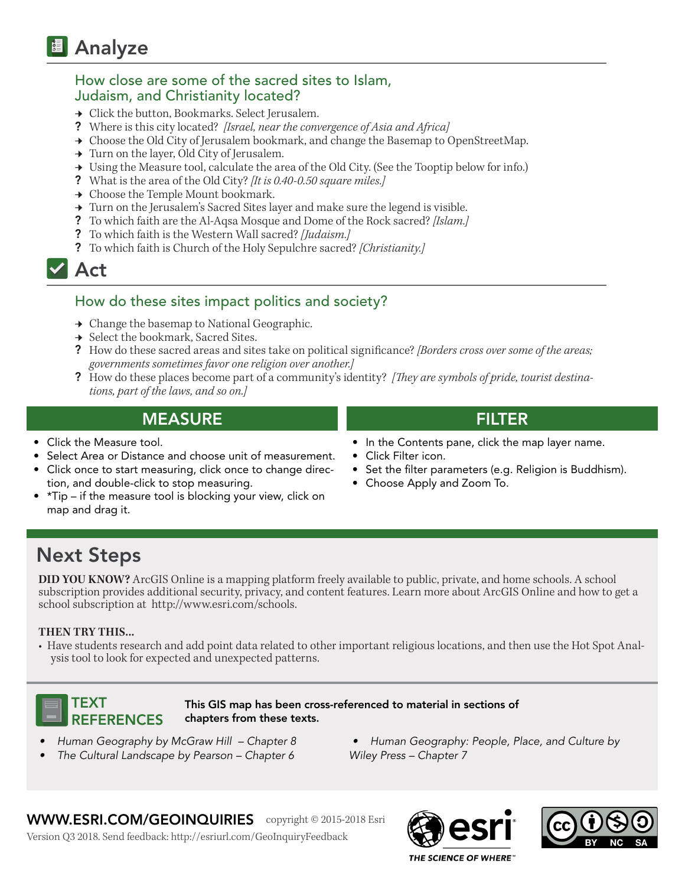# Analyze

## How close are some of the sacred sites to Islam, Judaism, and Christianity located?

→ Click the button, Bookmarks. Select Jerusalem.

**?** Where is this city located? *[Israel, near the convergence of Asia and Africa]*

→ Choose the Old City of Jerusalem bookmark, and change the Basemap to OpenStreetMap.

→ Turn on the layer, Old City of Jerusalem.

→ Using the Measure tool, calculate the area of the Old City. (See the Tooptip below for info.)

**?** What is the area of the Old City? *[It is 0.40-0.50 square miles.]*

→ Choose the Temple Mount bookmark.

→ Turn on the Jerusalem's Sacred Sites layer and make sure the legend is visible.

**?** To which faith are the Al-Aqsa Mosque and Dome of the Rock sacred? *[Islam.]*

**?** To which faith is the Western Wall sacred? *[Judaism.]*

**?** To which faith is Church of the Holy Sepulchre sacred? *[Christianity.]*

# Act

## How do these sites impact politics and society?

→ Change the basemap to National Geographic.

→ Select the bookmark, Sacred Sites.

**?** How do these sacred areas and sites take on political significance? *[Borders cross over some of the areas; governments sometimes favor one religion over another.]*

**?** How do these places become part of a community's identity? *[They are symbols of pride, tourist destinations, part of the laws, and so on.]*

## MEASURE

- Click the Measure tool.
- Select Area or Distance and choose unit of measurement.
- Click once to start measuring, click once to change direction, and double-click to stop measuring.
- *Tip – if the measure tool is blocking your view, click on map and drag it.

## FILTER

- In the Contents pane, click the map layer name.
- Click Filter icon.
- Set the filter parameters (e.g. Religion is Buddhism).
- Choose Apply and Zoom To.

# Next Steps

**DID YOU KNOW?** ArcGIS Online is a mapping platform freely available to public, private, and home schools. A school subscription provides additional security, privacy, and content features. Learn more about ArcGIS Online and how to get a school subscription at http://www.esri.com/schools.

**THEN TRY THIS...**

- Have students research and add point data related to other important religious locations, and then use the Hot Spot Analysis tool to look for expected and unexpected patterns.

## TEXT REFERENCES

**This GIS map has been cross-referenced to material in sections of chapters from these texts.**

- *Human Geography by McGraw Hill – Chapter 8*
- *The Cultural Landscape by Pearson – Chapter 6*
- *Human Geography: People, Place, and Culture by Wiley Press – Chapter 7*

**WWW.ESRI.COM/GEOINQUIRIES** copyright © 2015-2018 Esri

Version Q3 2018. Send feedback: http://esriurl.com/GeoInquiryFeedback

THE SCIENCE OF WHERE™